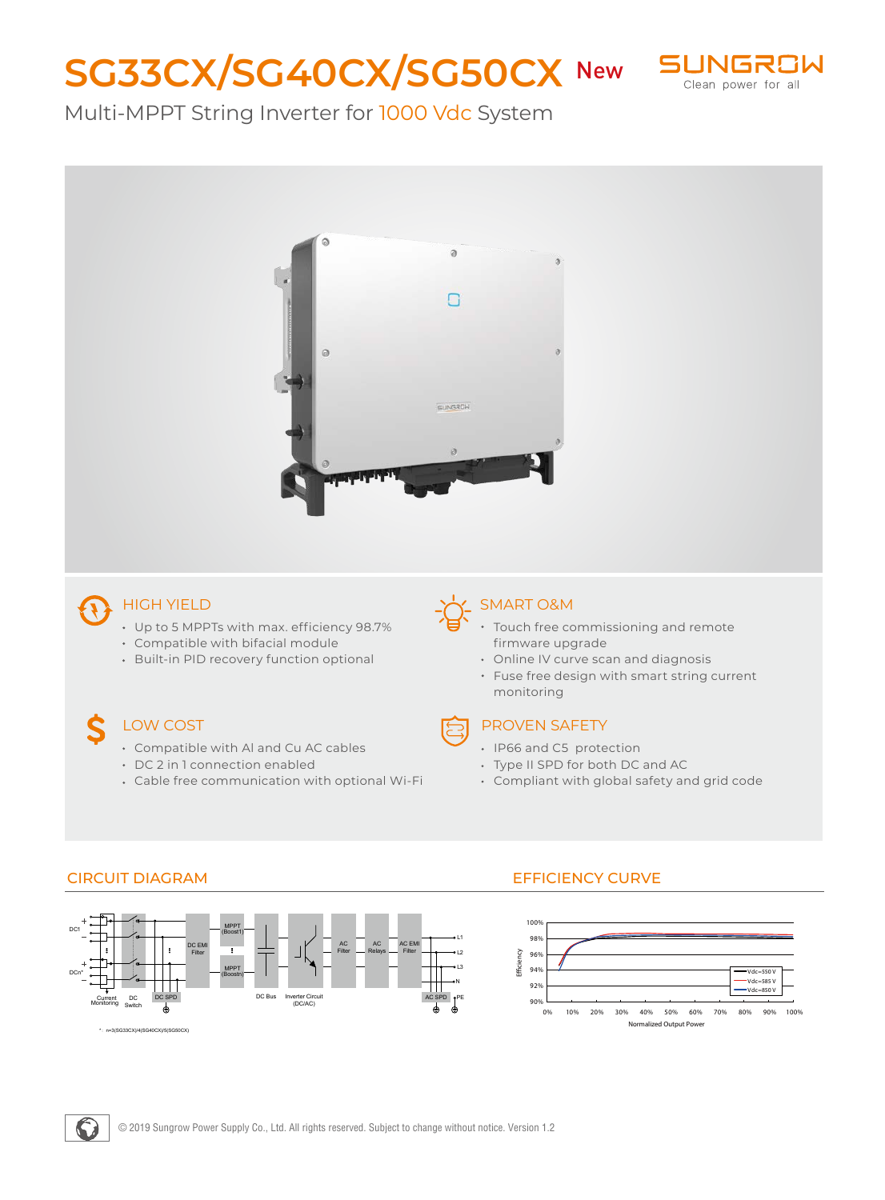# SG33CX/SG40CX/SG50CX New

Multi-MPPT String Inverter for 1000 Vdc System

### HIGH YIELD

- Up to 5 MPPTs with max. efficiency 98.7%
- Compatible with bifacial module
- Built-in PID recovery function optional

### SMART O&M

- Touch free commissioning and remote firmware upgrade
- Online IV curve scan and diagnosis
- Fuse free design with smart string current monitoring

### LOW COST

- Compatible with Al and Cu AC cables
- DC 2 in 1 connection enabled
- Cable free communication with optional Wi-Fi

### PROVEN SAFETY

- IP66 and C5 protection
- Type II SPD for both DC and AC
- Compliant with global safety and grid code

## CIRCUIT DIAGRAM

DC1, DCn*, Current Monitoring, DC Switch, DC SPD, DC EMI Filter, MPPT (Boost1), MPPT (Boostn), DC Bus, Inverter Circuit (DC/AC), AC Filter, AC Relays, AC EMI Filter, AC SPD, L1, L2, L3, N, PE

*: n=3(SG33CX)/4(SG40CX)/5(SG50CX)

## EFFICIENCY CURVE

Efficiency (90%–100%) vs. Normalized Output Power (0%–100%); curves: Vdc=550 V, Vdc=585 V, Vdc=850 V

© 2019 Sungrow Power Supply Co., Ltd. All rights reserved. Subject to change without notice. Version 1.2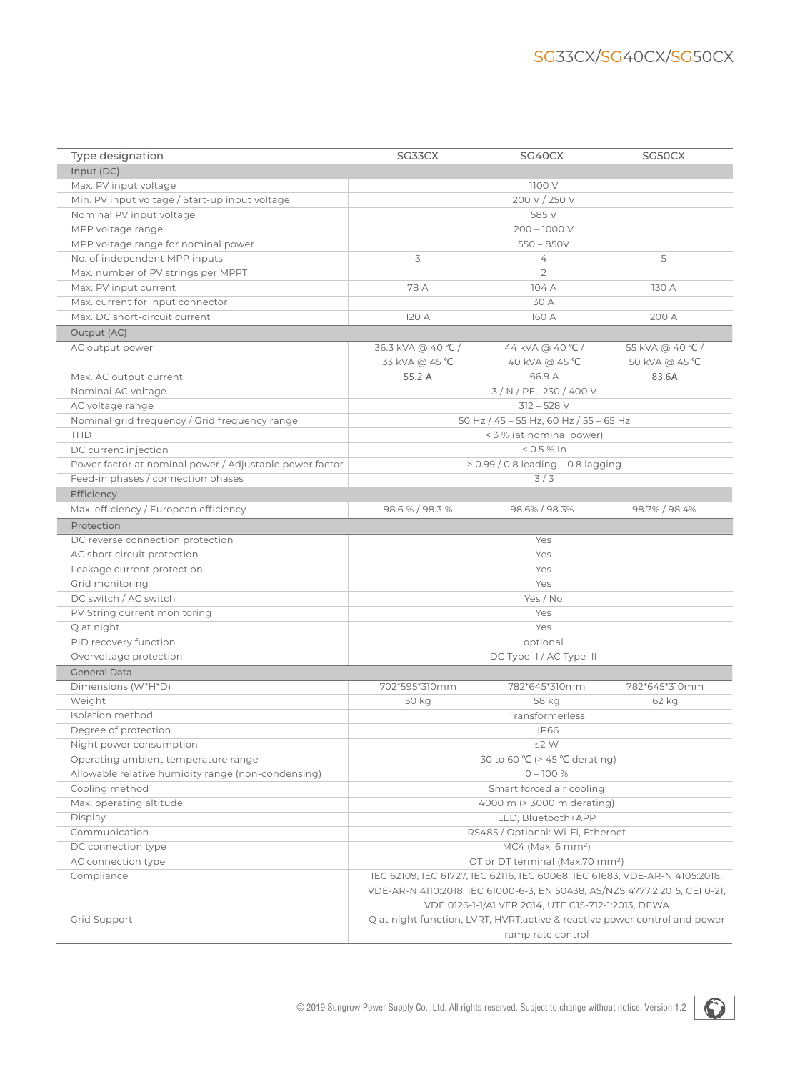# SG33CX/SG40CX/SG50CX

| Type designation | SG33CX | SG40CX | SG50CX |
|---|---|---|---|
| **Input (DC)** | | | |
| Max. PV input voltage | 1100 V | | |
| Min. PV input voltage / Start-up input voltage | 200 V / 250 V | | |
| Nominal PV input voltage | 585 V | | |
| MPP voltage range | 200 – 1000 V | | |
| MPP voltage range for nominal power | 550 – 850V | | |
| No. of independent MPP inputs | 3 | 4 | 5 |
| Max. number of PV strings per MPPT | 2 | | |
| Max. PV input current | 78 A | 104 A | 130 A |
| Max. current for input connector | 30 A | | |
| Max. DC short-circuit current | 120 A | 160 A | 200 A |
| **Output (AC)** | | | |
| AC output power | 36.3 kVA @ 40 ℃ / 33 kVA @ 45 ℃ | 44 kVA @ 40 ℃ / 40 kVA @ 45 ℃ | 55 kVA @ 40 ℃ / 50 kVA @ 45 ℃ |
| Max. AC output current | 55.2 A | 66.9 A | 83.6A |
| Nominal AC voltage | 3 / N / PE, 230 / 400 V | | |
| AC voltage range | 312 – 528 V | | |
| Nominal grid frequency / Grid frequency range | 50 Hz / 45 – 55 Hz, 60 Hz / 55 – 65 Hz | | |
| THD | < 3 % (at nominal power) | | |
| DC current injection | < 0.5 % In | | |
| Power factor at nominal power / Adjustable power factor | > 0.99 / 0.8 leading – 0.8 lagging | | |
| Feed-in phases / connection phases | 3 / 3 | | |
| **Efficiency** | | | |
| Max. efficiency / European efficiency | 98.6 % / 98.3 % | 98.6% / 98.3% | 98.7% / 98.4% |
| **Protection** | | | |
| DC reverse connection protection | Yes | | |
| AC short circuit protection | Yes | | |
| Leakage current protection | Yes | | |
| Grid monitoring | Yes | | |
| DC switch / AC switch | Yes / No | | |
| PV String current monitoring | Yes | | |
| Q at night | Yes | | |
| PID recovery function | optional | | |
| Overvoltage protection | DC Type II / AC Type II | | |
| **General Data** | | | |
| Dimensions (W*H*D) | 702*595*310mm | 782*645*310mm | 782*645*310mm |
| Weight | 50 kg | 58 kg | 62 kg |
| Isolation method | Transformerless | | |
| Degree of protection | IP66 | | |
| Night power consumption | ≤2 W | | |
| Operating ambient temperature range | -30 to 60 ℃ (> 45 ℃ derating) | | |
| Allowable relative humidity range (non-condensing) | 0 – 100 % | | |
| Cooling method | Smart forced air cooling | | |
| Max. operating altitude | 4000 m (> 3000 m derating) | | |
| Display | LED, Bluetooth+APP | | |
| Communication | RS485 / Optional: Wi-Fi, Ethernet | | |
| DC connection type | MC4 (Max. 6 mm²) | | |
| AC connection type | OT or DT terminal (Max.70 mm²) | | |
| Compliance | IEC 62109, IEC 61727, IEC 62116, IEC 60068, IEC 61683, VDE-AR-N 4105:2018, VDE-AR-N 4110:2018, IEC 61000-6-3, EN 50438, AS/NZS 4777.2:2015, CEI 0-21, VDE 0126-1-1/A1 VFR 2014, UTE C15-712-1:2013, DEWA | | |
| Grid Support | Q at night function, LVRT, HVRT,active & reactive power control and power ramp rate control | | |

© 2019 Sungrow Power Supply Co., Ltd. All rights reserved. Subject to change without notice. Version 1.2